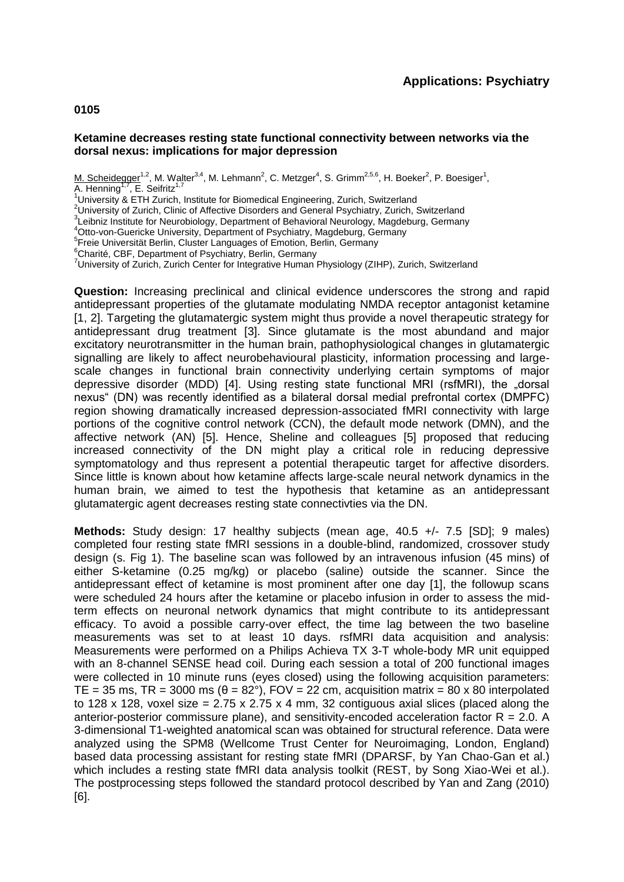**Applications: Psychiatry**

**0105**

### Ketamine decreases resting state functional connectivity between networks via the dorsal nexus: implications for major depression

M. Scheidegger[1,2], M. Walter[3,4], M. Lehmann[2], C. Metzger[4], S. Grimm[2,5,6], H. Boeker[2], P. Boesiger[1], A. Henning[1,7], E. Seifritz[1,7]

[1]University & ETH Zurich, Institute for Biomedical Engineering, Zurich, Switzerland
[2]University of Zurich, Clinic of Affective Disorders and General Psychiatry, Zurich, Switzerland
[3]Leibniz Institute for Neurobiology, Department of Behavioral Neurology, Magdeburg, Germany
[4]Otto-von-Guericke University, Department of Psychiatry, Magdeburg, Germany
[5]Freie Universität Berlin, Cluster Languages of Emotion, Berlin, Germany
[6]Charité, CBF, Department of Psychiatry, Berlin, Germany
[7]University of Zurich, Zurich Center for Integrative Human Physiology (ZIHP), Zurich, Switzerland

**Question:** Increasing preclinical and clinical evidence underscores the strong and rapid antidepressant properties of the glutamate modulating NMDA receptor antagonist ketamine [1, 2]. Targeting the glutamatergic system might thus provide a novel therapeutic strategy for antidepressant drug treatment [3]. Since glutamate is the most abundand and major excitatory neurotransmitter in the human brain, pathophysiological changes in glutamatergic signalling are likely to affect neurobehavioural plasticity, information processing and large-scale changes in functional brain connectivity underlying certain symptoms of major depressive disorder (MDD) [4]. Using resting state functional MRI (rsfMRI), the „dorsal nexus" (DN) was recently identified as a bilateral dorsal medial prefrontal cortex (DMPFC) region showing dramatically increased depression-associated fMRI connectivity with large portions of the cognitive control network (CCN), the default mode network (DMN), and the affective network (AN) [5]. Hence, Sheline and colleagues [5] proposed that reducing increased connectivity of the DN might play a critical role in reducing depressive symptomatology and thus represent a potential therapeutic target for affective disorders. Since little is known about how ketamine affects large-scale neural network dynamics in the human brain, we aimed to test the hypothesis that ketamine as an antidepressant glutamatergic agent decreases resting state connectivties via the DN.

**Methods:** Study design: 17 healthy subjects (mean age, 40.5 +/- 7.5 [SD]; 9 males) completed four resting state fMRI sessions in a double-blind, randomized, crossover study design (s. Fig 1). The baseline scan was followed by an intravenous infusion (45 mins) of either S-ketamine (0.25 mg/kg) or placebo (saline) outside the scanner. Since the antidepressant effect of ketamine is most prominent after one day [1], the followup scans were scheduled 24 hours after the ketamine or placebo infusion in order to assess the mid-term effects on neuronal network dynamics that might contribute to its antidepressant efficacy. To avoid a possible carry-over effect, the time lag between the two baseline measurements was set to at least 10 days. rsfMRI data acquisition and analysis: Measurements were performed on a Philips Achieva TX 3-T whole-body MR unit equipped with an 8-channel SENSE head coil. During each session a total of 200 functional images were collected in 10 minute runs (eyes closed) using the following acquisition parameters: TE = 35 ms, TR = 3000 ms ($\theta = 82°$), FOV = 22 cm, acquisition matrix = 80 x 80 interpolated to 128 x 128, voxel size = 2.75 x 2.75 x 4 mm, 32 contiguous axial slices (placed along the anterior-posterior commissure plane), and sensitivity-encoded acceleration factor R = 2.0. A 3-dimensional T1-weighted anatomical scan was obtained for structural reference. Data were analyzed using the SPM8 (Wellcome Trust Center for Neuroimaging, London, England) based data processing assistant for resting state fMRI (DPARSF, by Yan Chao-Gan et al.) which includes a resting state fMRI data analysis toolkit (REST, by Song Xiao-Wei et al.). The postprocessing steps followed the standard protocol described by Yan and Zang (2010) [6].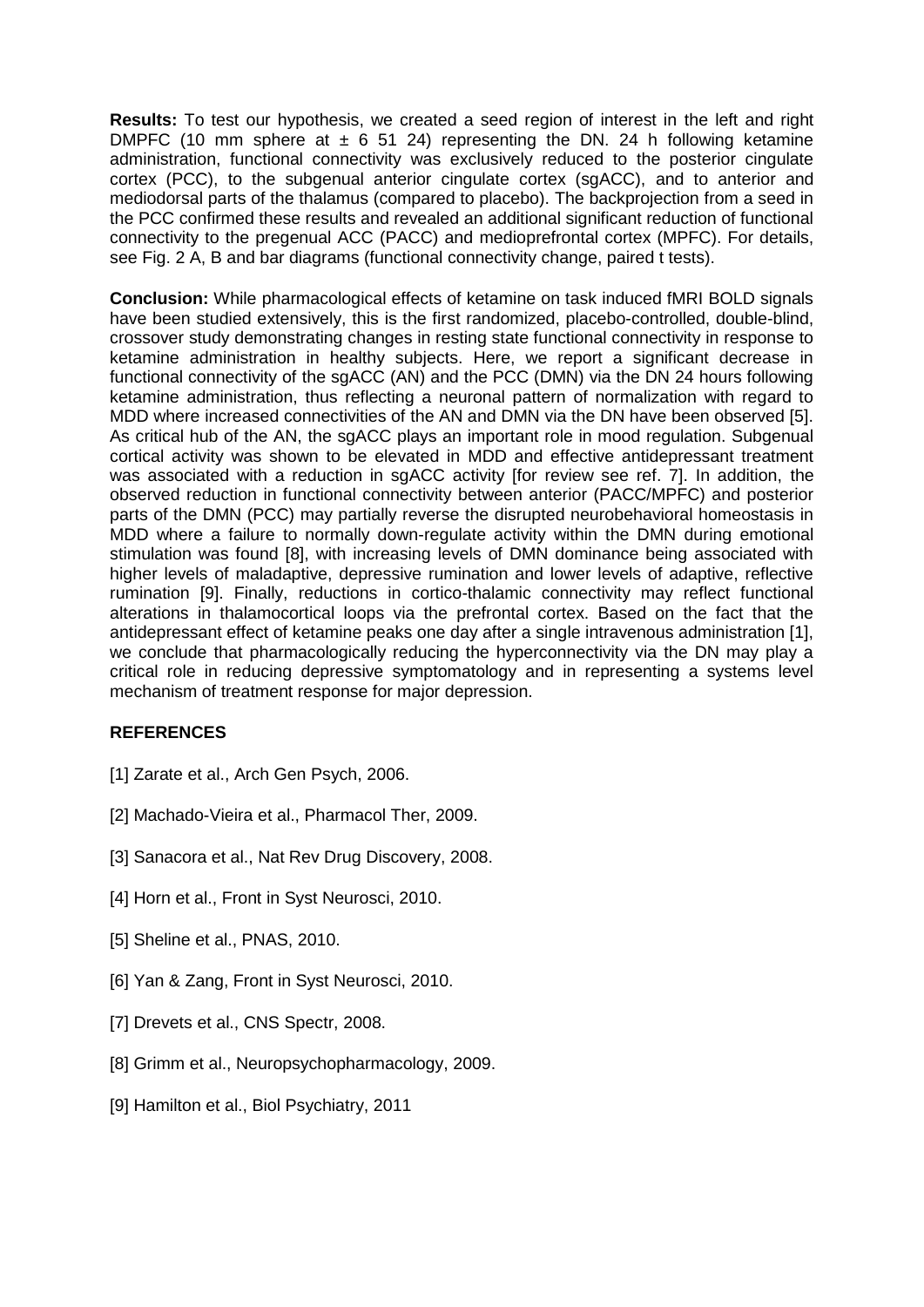**Results:** To test our hypothesis, we created a seed region of interest in the left and right DMPFC (10 mm sphere at ± 6 51 24) representing the DN. 24 h following ketamine administration, functional connectivity was exclusively reduced to the posterior cingulate cortex (PCC), to the subgenual anterior cingulate cortex (sgACC), and to anterior and mediodorsal parts of the thalamus (compared to placebo). The backprojection from a seed in the PCC confirmed these results and revealed an additional significant reduction of functional connectivity to the pregenual ACC (PACC) and medioprefrontal cortex (MPFC). For details, see Fig. 2 A, B and bar diagrams (functional connectivity change, paired t tests).

**Conclusion:** While pharmacological effects of ketamine on task induced fMRI BOLD signals have been studied extensively, this is the first randomized, placebo-controlled, double-blind, crossover study demonstrating changes in resting state functional connectivity in response to ketamine administration in healthy subjects. Here, we report a significant decrease in functional connectivity of the sgACC (AN) and the PCC (DMN) via the DN 24 hours following ketamine administration, thus reflecting a neuronal pattern of normalization with regard to MDD where increased connectivities of the AN and DMN via the DN have been observed [5]. As critical hub of the AN, the sgACC plays an important role in mood regulation. Subgenual cortical activity was shown to be elevated in MDD and effective antidepressant treatment was associated with a reduction in sgACC activity [for review see ref. 7]. In addition, the observed reduction in functional connectivity between anterior (PACC/MPFC) and posterior parts of the DMN (PCC) may partially reverse the disrupted neurobehavioral homeostasis in MDD where a failure to normally down-regulate activity within the DMN during emotional stimulation was found [8], with increasing levels of DMN dominance being associated with higher levels of maladaptive, depressive rumination and lower levels of adaptive, reflective rumination [9]. Finally, reductions in cortico-thalamic connectivity may reflect functional alterations in thalamocortical loops via the prefrontal cortex. Based on the fact that the antidepressant effect of ketamine peaks one day after a single intravenous administration [1], we conclude that pharmacologically reducing the hyperconnectivity via the DN may play a critical role in reducing depressive symptomatology and in representing a systems level mechanism of treatment response for major depression.

## REFERENCES

[1] Zarate et al., Arch Gen Psych, 2006.

[2] Machado-Vieira et al., Pharmacol Ther, 2009.

[3] Sanacora et al., Nat Rev Drug Discovery, 2008.

[4] Horn et al., Front in Syst Neurosci, 2010.

[5] Sheline et al., PNAS, 2010.

[6] Yan & Zang, Front in Syst Neurosci, 2010.

[7] Drevets et al., CNS Spectr, 2008.

[8] Grimm et al., Neuropsychopharmacology, 2009.

[9] Hamilton et al., Biol Psychiatry, 2011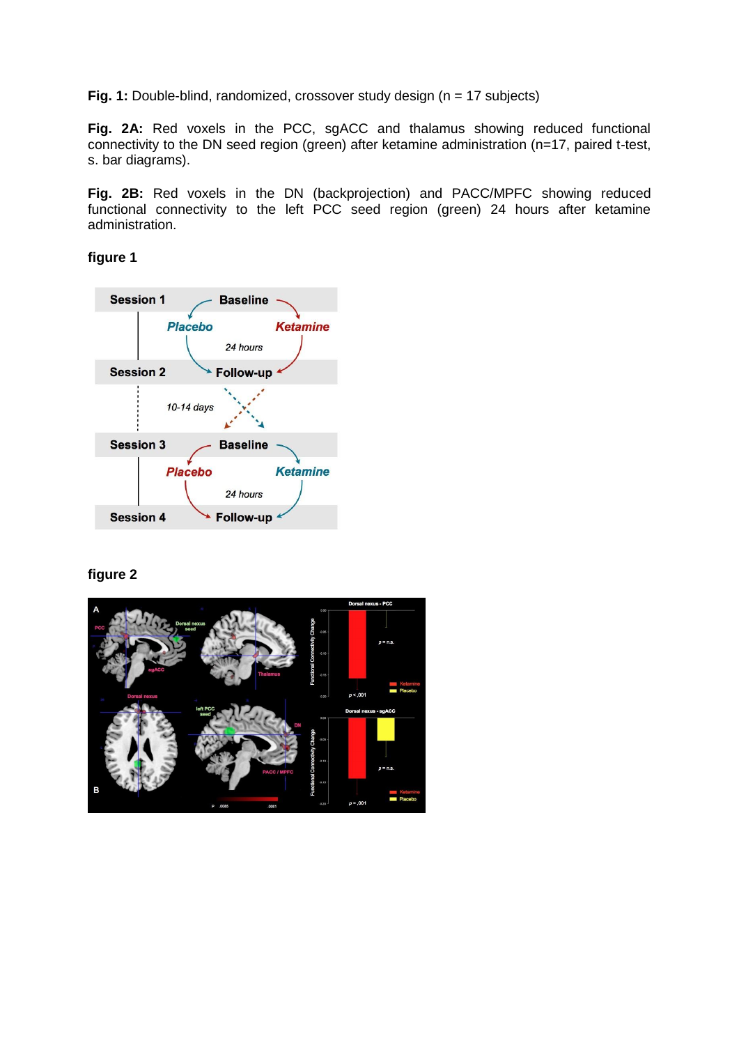**Fig. 1:** Double-blind, randomized, crossover study design (n = 17 subjects)

**Fig. 2A:** Red voxels in the PCC, sgACC and thalamus showing reduced functional connectivity to the DN seed region (green) after ketamine administration (n=17, paired t-test, s. bar diagrams).

**Fig. 2B:** Red voxels in the DN (backprojection) and PACC/MPFC showing reduced functional connectivity to the left PCC seed region (green) 24 hours after ketamine administration.

**figure 1**

Session 1 — Baseline

Placebo — Ketamine

24 hours

Session 2 — Follow-up

10-14 days

Session 3 — Baseline

Placebo — Ketamine

24 hours

Session 4 — Follow-up

**figure 2**

A

PCC

Dorsal nexus seed

sgACC

Thalamus

Dorsal nexus - PCC

Functional Connectivity Change

0.00

-0.05

-0.10

-0.15

-0.20

p = n.s.

p < ,001

Ketamine

Placebo

Dorsal nexus

left PCC seed

DN

PACC / MPFC

B

P .0085 .0001

Dorsal nexus - sgACC

Functional Connectivity Change

0.00

-0.05

-0.10

-0.15

-0.20

p = n.s.

p = ,001

Ketamine

Placebo